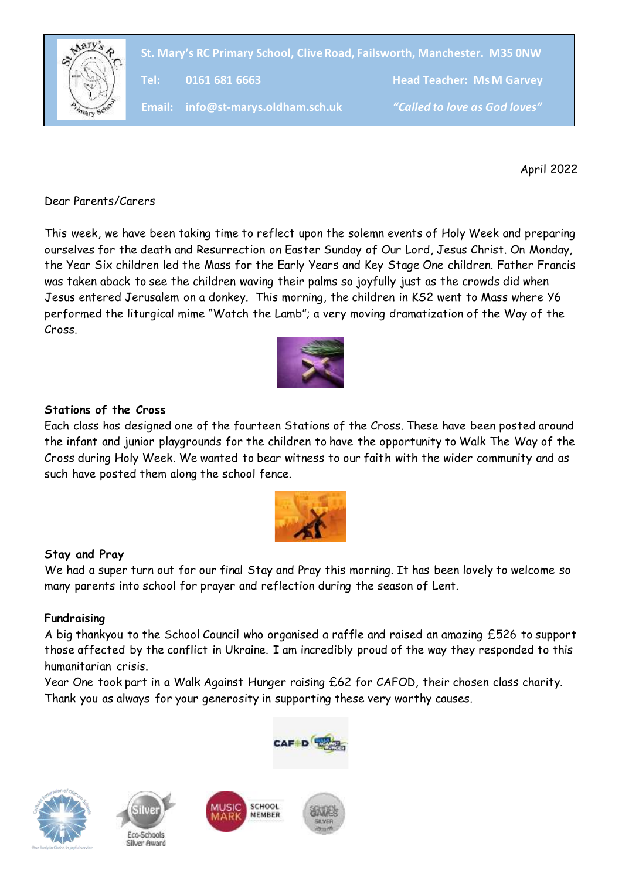St. Mary's RC Primary School, Clive Road, Failsworth, Manchester. M35 0NW

Tel: 0161 681 6663 Head Teacher: Ms M Garvey

Email: info@st-marys.oldham.sch.uk *"Called to love as God loves"*

April 2022

Dear Parents/Carers

This week, we have been taking time to reflect upon the solemn events of Holy Week and preparing ourselves for the death and Resurrection on Easter Sunday of Our Lord, Jesus Christ. On Monday, the Year Six children led the Mass for the Early Years and Key Stage One children. Father Francis was taken aback to see the children waving their palms so joyfully just as the crowds did when Jesus entered Jerusalem on a donkey. This morning, the children in KS2 went to Mass where Y6 performed the liturgical mime "Watch the Lamb"; a very moving dramatization of the Way of the Cross.

**Stations of the Cross**

Each class has designed one of the fourteen Stations of the Cross. These have been posted around the infant and junior playgrounds for the children to have the opportunity to Walk The Way of the Cross during Holy Week. We wanted to bear witness to our faith with the wider community and as such have posted them along the school fence.

**Stay and Pray**

We had a super turn out for our final Stay and Pray this morning. It has been lovely to welcome so many parents into school for prayer and reflection during the season of Lent.

**Fundraising**

A big thankyou to the School Council who organised a raffle and raised an amazing £526 to support those affected by the conflict in Ukraine. I am incredibly proud of the way they responded to this humanitarian crisis.

Year One took part in a Walk Against Hunger raising £62 for CAFOD, their chosen class charity. Thank you as always for your generosity in supporting these very worthy causes.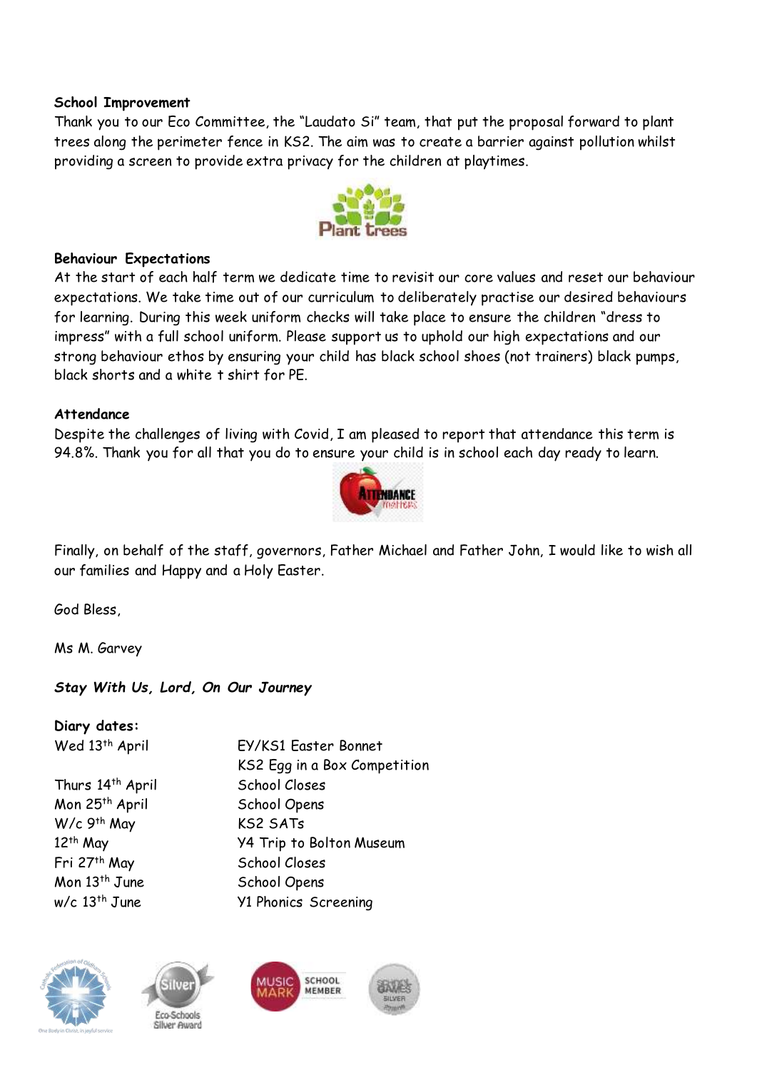**School Improvement**

Thank you to our Eco Committee, the "Laudato Si" team, that put the proposal forward to plant trees along the perimeter fence in KS2. The aim was to create a barrier against pollution whilst providing a screen to provide extra privacy for the children at playtimes.

**Behaviour Expectations**

At the start of each half term we dedicate time to revisit our core values and reset our behaviour expectations. We take time out of our curriculum to deliberately practise our desired behaviours for learning. During this week uniform checks will take place to ensure the children "dress to impress" with a full school uniform. Please support us to uphold our high expectations and our strong behaviour ethos by ensuring your child has black school shoes (not trainers) black pumps, black shorts and a white t shirt for PE.

**Attendance**

Despite the challenges of living with Covid, I am pleased to report that attendance this term is 94.8%. Thank you for all that you do to ensure your child is in school each day ready to learn.

Finally, on behalf of the staff, governors, Father Michael and Father John, I would like to wish all our families and Happy and a Holy Easter.

God Bless,

Ms M. Garvey

***Stay With Us, Lord, On Our Journey***

**Diary dates:**

| | |
|---|---|
| Wed 13th April | EY/KS1 Easter Bonnet<br>KS2 Egg in a Box Competition |
| Thurs 14th April | School Closes |
| Mon 25th April | School Opens |
| W/c 9th May | KS2 SATs |
| 12th May | Y4 Trip to Bolton Museum |
| Fri 27th May | School Closes |
| Mon 13th June | School Opens |
| w/c 13th June | Y1 Phonics Screening |